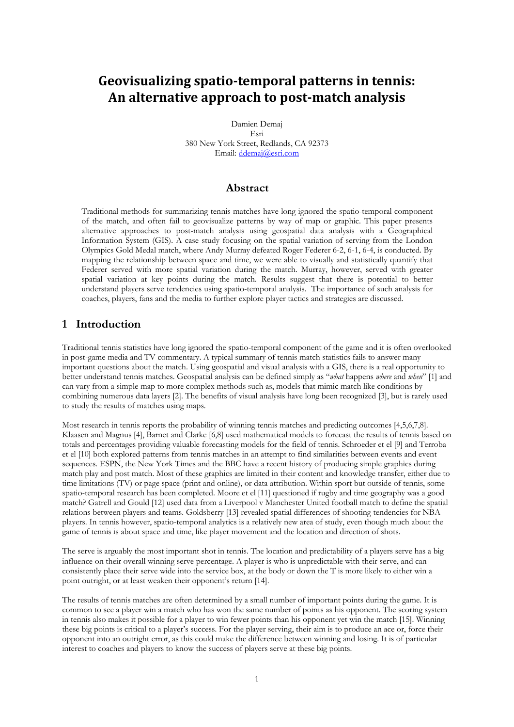# Geovisualizing spatio-temporal patterns in tennis: An alternative approach to post-match analysis

Damien Demaj
Esri
380 New York Street, Redlands, CA 92373
Email: ddemaj@esri.com

## Abstract

Traditional methods for summarizing tennis matches have long ignored the spatio-temporal component of the match, and often fail to geovisualize patterns by way of map or graphic. This paper presents alternative approaches to post-match analysis using geospatial data analysis with a Geographical Information System (GIS). A case study focusing on the spatial variation of serving from the London Olympics Gold Medal match, where Andy Murray defeated Roger Federer 6-2, 6-1, 6-4, is conducted. By mapping the relationship between space and time, we were able to visually and statistically quantify that Federer served with more spatial variation during the match. Murray, however, served with greater spatial variation at key points during the match. Results suggest that there is potential to better understand players serve tendencies using spatio-temporal analysis. The importance of such analysis for coaches, players, fans and the media to further explore player tactics and strategies are discussed.

## 1 Introduction

Traditional tennis statistics have long ignored the spatio-temporal component of the game and it is often overlooked in post-game media and TV commentary. A typical summary of tennis match statistics fails to answer many important questions about the match. Using geospatial and visual analysis with a GIS, there is a real opportunity to better understand tennis matches. Geospatial analysis can be defined simply as "*what* happens *where* and *when*" [1] and can vary from a simple map to more complex methods such as, models that mimic match like conditions by combining numerous data layers [2]. The benefits of visual analysis have long been recognized [3], but is rarely used to study the results of matches using maps.

Most research in tennis reports the probability of winning tennis matches and predicting outcomes [4,5,6,7,8]. Klaasen and Magnus [4], Barnet and Clarke [6,8] used mathematical models to forecast the results of tennis based on totals and percentages providing valuable forecasting models for the field of tennis. Schroeder et el [9] and Terroba et el [10] both explored patterns from tennis matches in an attempt to find similarities between events and event sequences. ESPN, the New York Times and the BBC have a recent history of producing simple graphics during match play and post match. Most of these graphics are limited in their content and knowledge transfer, either due to time limitations (TV) or page space (print and online), or data attribution. Within sport but outside of tennis, some spatio-temporal research has been completed. Moore et el [11] questioned if rugby and time geography was a good match? Gatrell and Gould [12] used data from a Liverpool v Manchester United football match to define the spatial relations between players and teams. Goldsberry [13] revealed spatial differences of shooting tendencies for NBA players. In tennis however, spatio-temporal analytics is a relatively new area of study, even though much about the game of tennis is about space and time, like player movement and the location and direction of shots.

The serve is arguably the most important shot in tennis. The location and predictability of a players serve has a big influence on their overall winning serve percentage. A player is who is unpredictable with their serve, and can consistently place their serve wide into the service box, at the body or down the T is more likely to either win a point outright, or at least weaken their opponent's return [14].

The results of tennis matches are often determined by a small number of important points during the game. It is common to see a player win a match who has won the same number of points as his opponent. The scoring system in tennis also makes it possible for a player to win fewer points than his opponent yet win the match [15]. Winning these big points is critical to a player's success. For the player serving, their aim is to produce an ace or, force their opponent into an outright error, as this could make the difference between winning and losing. It is of particular interest to coaches and players to know the success of players serve at these big points.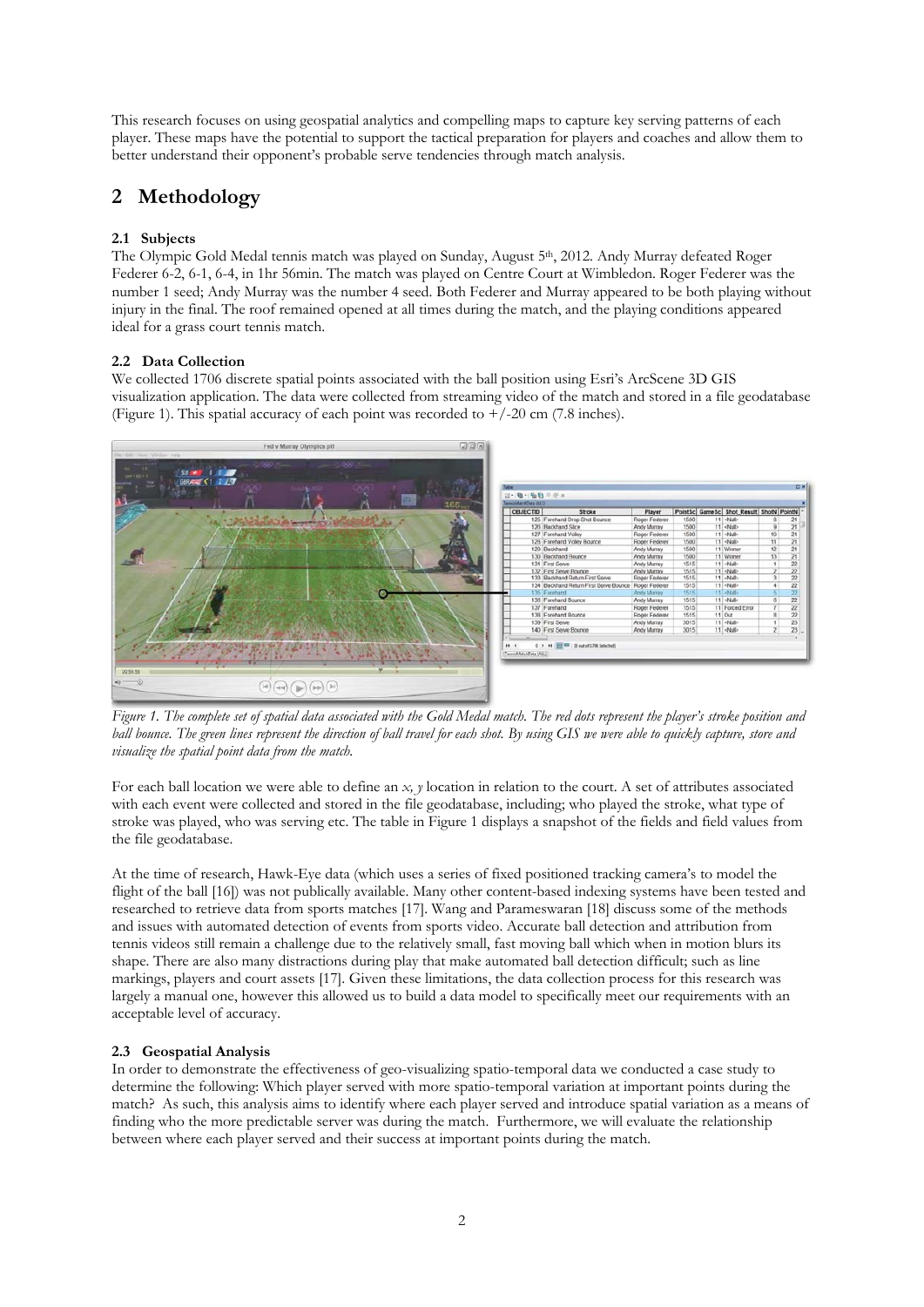This research focuses on using geospatial analytics and compelling maps to capture key serving patterns of each player. These maps have the potential to support the tactical preparation for players and coaches and allow them to better understand their opponent's probable serve tendencies through match analysis.

# 2 Methodology

### 2.1 Subjects

The Olympic Gold Medal tennis match was played on Sunday, August 5th, 2012. Andy Murray defeated Roger Federer 6-2, 6-1, 6-4, in 1hr 56min. The match was played on Centre Court at Wimbledon. Roger Federer was the number 1 seed; Andy Murray was the number 4 seed. Both Federer and Murray appeared to be both playing without injury in the final. The roof remained opened at all times during the match, and the playing conditions appeared ideal for a grass court tennis match.

### 2.2 Data Collection

We collected 1706 discrete spatial points associated with the ball position using Esri's ArcScene 3D GIS visualization application. The data were collected from streaming video of the match and stored in a file geodatabase (Figure 1). This spatial accuracy of each point was recorded to +/-20 cm (7.8 inches).

*Figure 1. The complete set of spatial data associated with the Gold Medal match. The red dots represent the player's stroke position and ball bounce. The green lines represent the direction of ball travel for each shot. By using GIS we were able to quickly capture, store and visualize the spatial point data from the match.*

For each ball location we were able to define an *x, y* location in relation to the court. A set of attributes associated with each event were collected and stored in the file geodatabase, including; who played the stroke, what type of stroke was played, who was serving etc. The table in Figure 1 displays a snapshot of the fields and field values from the file geodatabase.

At the time of research, Hawk-Eye data (which uses a series of fixed positioned tracking camera's to model the flight of the ball [16]) was not publically available. Many other content-based indexing systems have been tested and researched to retrieve data from sports matches [17]. Wang and Parameswaran [18] discuss some of the methods and issues with automated detection of events from sports video. Accurate ball detection and attribution from tennis videos still remain a challenge due to the relatively small, fast moving ball which when in motion blurs its shape. There are also many distractions during play that make automated ball detection difficult; such as line markings, players and court assets [17]. Given these limitations, the data collection process for this research was largely a manual one, however this allowed us to build a data model to specifically meet our requirements with an acceptable level of accuracy.

### 2.3 Geospatial Analysis

In order to demonstrate the effectiveness of geo-visualizing spatio-temporal data we conducted a case study to determine the following: Which player served with more spatio-temporal variation at important points during the match? As such, this analysis aims to identify where each player served and introduce spatial variation as a means of finding who the more predictable server was during the match. Furthermore, we will evaluate the relationship between where each player served and their success at important points during the match.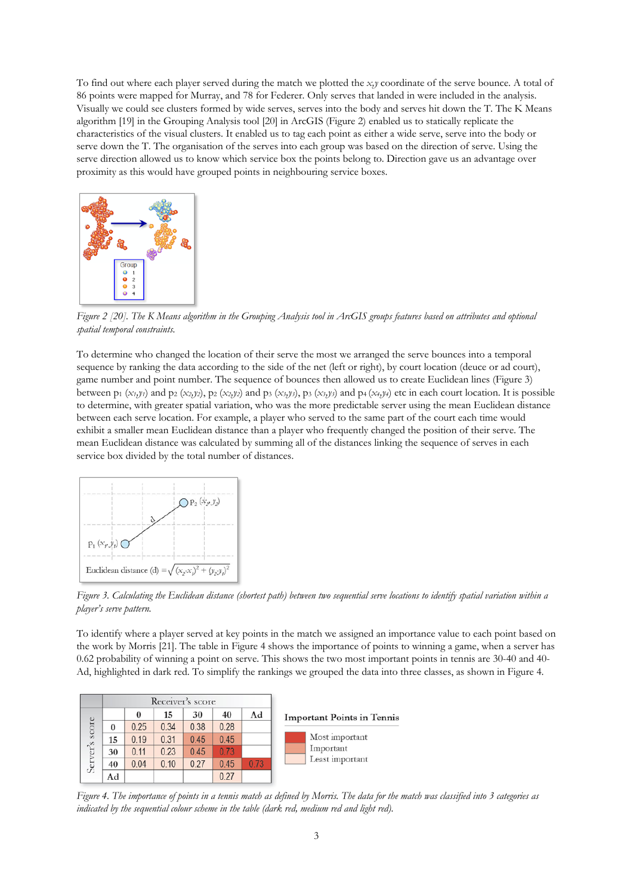To find out where each player served during the match we plotted the $x,y$ coordinate of the serve bounce. A total of 86 points were mapped for Murray, and 78 for Federer. Only serves that landed in were included in the analysis. Visually we could see clusters formed by wide serves, serves into the body and serves hit down the T. The K Means algorithm [19] in the Grouping Analysis tool [20] in ArcGIS (Figure 2) enabled us to statically replicate the characteristics of the visual clusters. It enabled us to tag each point as either a wide serve, serve into the body or serve down the T. The organisation of the serves into each group was based on the direction of serve. Using the serve direction allowed us to know which service box the points belong to. Direction gave us an advantage over proximity as this would have grouped points in neighbouring service boxes.

*Figure 2 [20]. The K Means algorithm in the Grouping Analysis tool in ArcGIS groups features based on attributes and optional spatial temporal constraints.*

To determine who changed the location of their serve the most we arranged the serve bounces into a temporal sequence by ranking the data according to the side of the net (left or right), by court location (deuce or ad court), game number and point number. The sequence of bounces then allowed us to create Euclidean lines (Figure 3) between $p_1$ $(x_1,y_1)$ and $p_2$ $(x_2,y_2)$, $p_2$ $(x_2,y_2)$ and $p_3$ $(x_3,y_3)$, $p_3$ $(x_3,y_3)$ and $p_4$ $(x_4,y_4)$ etc in each court location. It is possible to determine, with greater spatial variation, who was the more predictable server using the mean Euclidean distance between each serve location. For example, a player who served to the same part of the court each time would exhibit a smaller mean Euclidean distance than a player who frequently changed the position of their serve. The mean Euclidean distance was calculated by summing all of the distances linking the sequence of serves in each service box divided by the total number of distances.

$$\text{Euclidean distance (d)} = \sqrt{(x_2 - x_1)^2 + (y_2 - y_1)^2}$$

*Figure 3. Calculating the Euclidean distance (shortest path) between two sequential serve locations to identify spatial variation within a player's serve pattern.*

To identify where a player served at key points in the match we assigned an importance value to each point based on the work by Morris [21]. The table in Figure 4 shows the importance of points to winning a game, when a server has 0.62 probability of winning a point on serve. This shows the two most important points in tennis are 30-40 and 40-Ad, highlighted in dark red. To simplify the rankings we grouped the data into three classes, as shown in Figure 4.

| Server's score | Receiver's score | | | | |
|---|---|---|---|---|---|
| | 0 | 15 | 30 | 40 | Ad |
| 0 | 0.25 | 0.34 | 0.38 | 0.28 | |
| 15 | 0.19 | 0.31 | 0.45 | 0.45 | |
| 30 | 0.11 | 0.23 | 0.45 | 0.73 | |
| 40 | 0.04 | 0.10 | 0.27 | 0.45 | 0.73 |
| Ad | | | | 0.27 | |

**Important Points in Tennis**

- Most important
- Important
- Least important

*Figure 4. The importance of points in a tennis match as defined by Morris. The data for the match was classified into 3 categories as indicated by the sequential colour scheme in the table (dark red, medium red and light red).*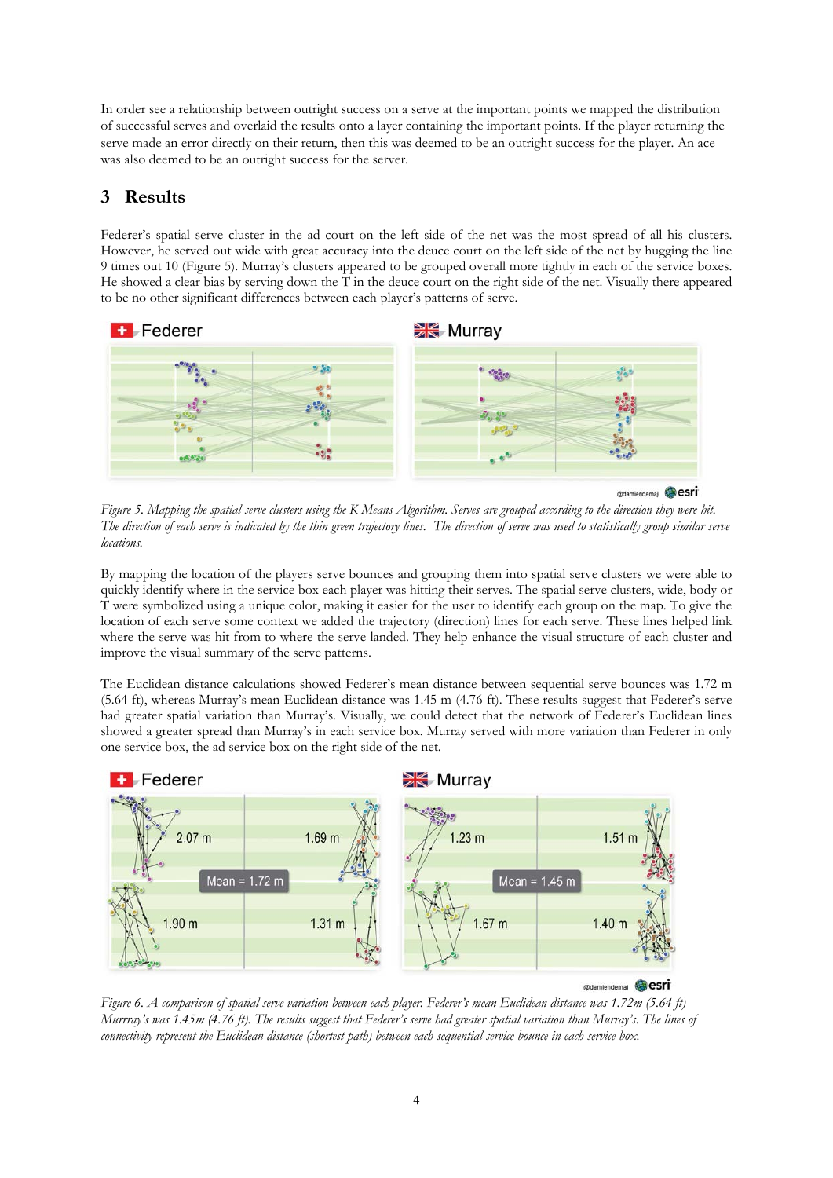In order see a relationship between outright success on a serve at the important points we mapped the distribution of successful serves and overlaid the results onto a layer containing the important points. If the player returning the serve made an error directly on their return, then this was deemed to be an outright success for the player. An ace was also deemed to be an outright success for the server.

## 3 Results

Federer's spatial serve cluster in the ad court on the left side of the net was the most spread of all his clusters. However, he served out wide with great accuracy into the deuce court on the left side of the net by hugging the line 9 times out 10 (Figure 5). Murray's clusters appeared to be grouped overall more tightly in each of the service boxes. He showed a clear bias by serving down the T in the deuce court on the right side of the net. Visually there appeared to be no other significant differences between each player's patterns of serve.

*Figure 5. Mapping the spatial serve clusters using the K Means Algorithm. Serves are grouped according to the direction they were hit. The direction of each serve is indicated by the thin green trajectory lines. The direction of serve was used to statistically group similar serve locations.*

By mapping the location of the players serve bounces and grouping them into spatial serve clusters we were able to quickly identify where in the service box each player was hitting their serves. The spatial serve clusters, wide, body or T were symbolized using a unique color, making it easier for the user to identify each group on the map. To give the location of each serve some context we added the trajectory (direction) lines for each serve. These lines helped link where the serve was hit from to where the serve landed. They help enhance the visual structure of each cluster and improve the visual summary of the serve patterns.

The Euclidean distance calculations showed Federer's mean distance between sequential serve bounces was 1.72 m (5.64 ft), whereas Murray's mean Euclidean distance was 1.45 m (4.76 ft). These results suggest that Federer's serve had greater spatial variation than Murray's. Visually, we could detect that the network of Federer's Euclidean lines showed a greater spread than Murray's in each service box. Murray served with more variation than Federer in only one service box, the ad service box on the right side of the net.

*Figure 6. A comparison of spatial serve variation between each player. Federer's mean Euclidean distance was 1.72m (5.64 ft) - Murrray's was 1.45m (4.76 ft). The results suggest that Federer's serve had greater spatial variation than Murray's. The lines of connectivity represent the Euclidean distance (shortest path) between each sequential service bounce in each service box.*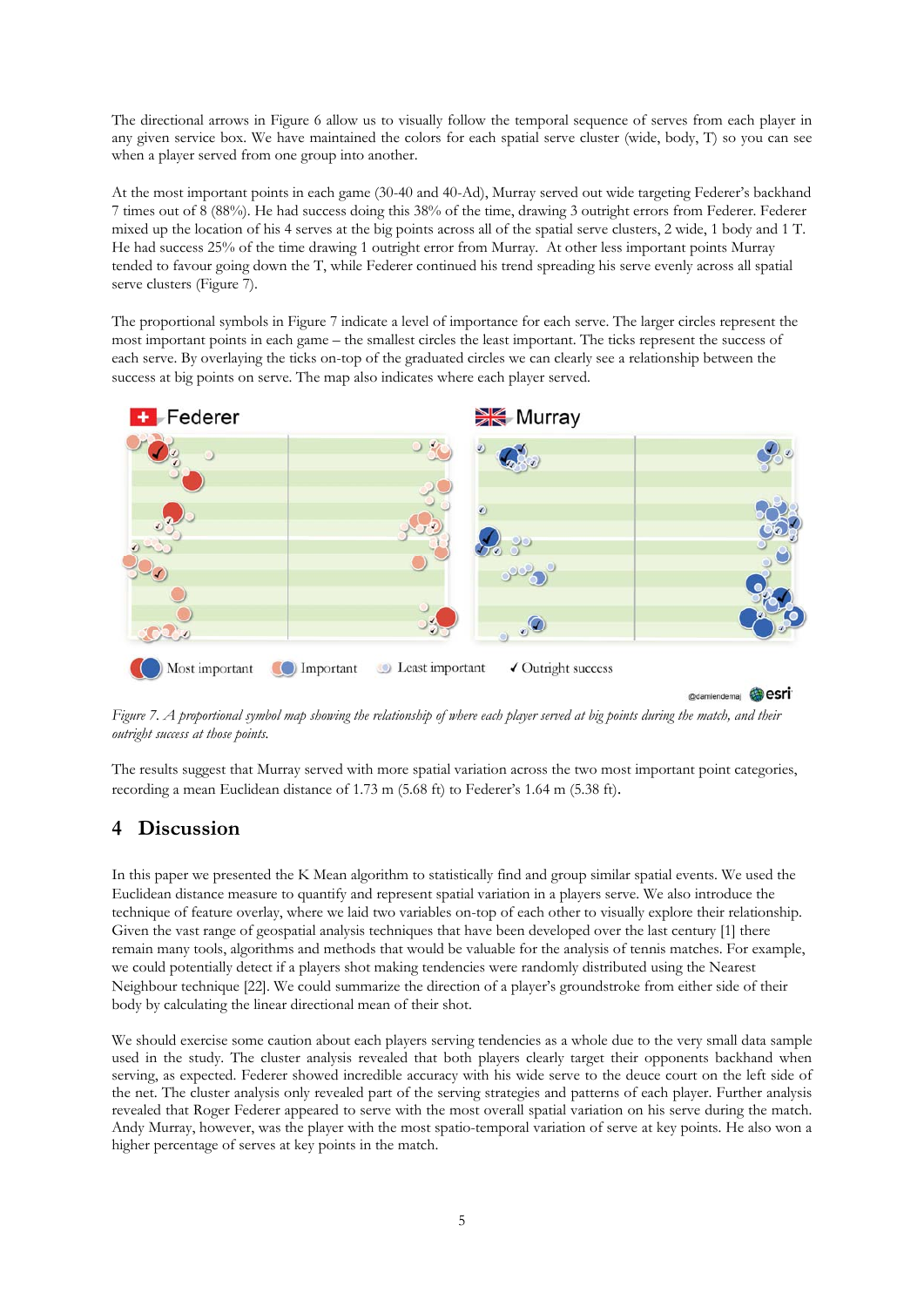The directional arrows in Figure 6 allow us to visually follow the temporal sequence of serves from each player in any given service box. We have maintained the colors for each spatial serve cluster (wide, body, T) so you can see when a player served from one group into another.

At the most important points in each game (30-40 and 40-Ad), Murray served out wide targeting Federer's backhand 7 times out of 8 (88%). He had success doing this 38% of the time, drawing 3 outright errors from Federer. Federer mixed up the location of his 4 serves at the big points across all of the spatial serve clusters, 2 wide, 1 body and 1 T. He had success 25% of the time drawing 1 outright error from Murray. At other less important points Murray tended to favour going down the T, while Federer continued his trend spreading his serve evenly across all spatial serve clusters (Figure 7).

The proportional symbols in Figure 7 indicate a level of importance for each serve. The larger circles represent the most important points in each game – the smallest circles the least important. The ticks represent the success of each serve. By overlaying the ticks on-top of the graduated circles we can clearly see a relationship between the success at big points on serve. The map also indicates where each player served.

*Figure 7. A proportional symbol map showing the relationship of where each player served at big points during the match, and their outright success at those points.*

The results suggest that Murray served with more spatial variation across the two most important point categories, recording a mean Euclidean distance of 1.73 m (5.68 ft) to Federer's 1.64 m (5.38 ft).

## 4 Discussion

In this paper we presented the K Mean algorithm to statistically find and group similar spatial events. We used the Euclidean distance measure to quantify and represent spatial variation in a players serve. We also introduce the technique of feature overlay, where we laid two variables on-top of each other to visually explore their relationship. Given the vast range of geospatial analysis techniques that have been developed over the last century [1] there remain many tools, algorithms and methods that would be valuable for the analysis of tennis matches. For example, we could potentially detect if a players shot making tendencies were randomly distributed using the Nearest Neighbour technique [22]. We could summarize the direction of a player's groundstroke from either side of their body by calculating the linear directional mean of their shot.

We should exercise some caution about each players serving tendencies as a whole due to the very small data sample used in the study. The cluster analysis revealed that both players clearly target their opponents backhand when serving, as expected. Federer showed incredible accuracy with his wide serve to the deuce court on the left side of the net. The cluster analysis only revealed part of the serving strategies and patterns of each player. Further analysis revealed that Roger Federer appeared to serve with the most overall spatial variation on his serve during the match. Andy Murray, however, was the player with the most spatio-temporal variation of serve at key points. He also won a higher percentage of serves at key points in the match.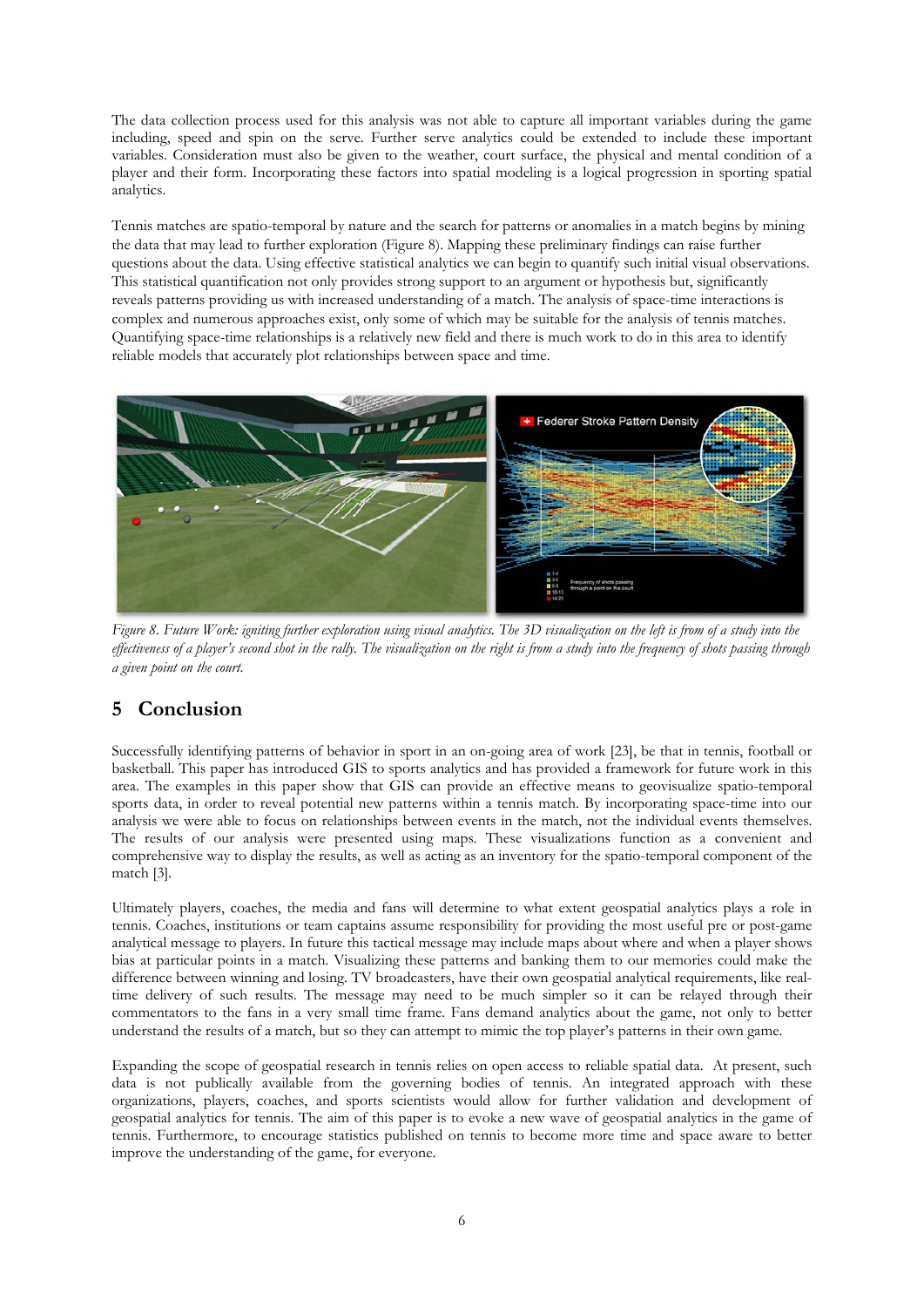The data collection process used for this analysis was not able to capture all important variables during the game including, speed and spin on the serve. Further serve analytics could be extended to include these important variables. Consideration must also be given to the weather, court surface, the physical and mental condition of a player and their form. Incorporating these factors into spatial modeling is a logical progression in sporting spatial analytics.

Tennis matches are spatio-temporal by nature and the search for patterns or anomalies in a match begins by mining the data that may lead to further exploration (Figure 8). Mapping these preliminary findings can raise further questions about the data. Using effective statistical analytics we can begin to quantify such initial visual observations. This statistical quantification not only provides strong support to an argument or hypothesis but, significantly reveals patterns providing us with increased understanding of a match. The analysis of space-time interactions is complex and numerous approaches exist, only some of which may be suitable for the analysis of tennis matches. Quantifying space-time relationships is a relatively new field and there is much work to do in this area to identify reliable models that accurately plot relationships between space and time.

*Figure 8. Future Work: igniting further exploration using visual analytics. The 3D visualization on the left is from of a study into the effectiveness of a player's second shot in the rally. The visualization on the right is from a study into the frequency of shots passing through a given point on the court.*

## 5 Conclusion

Successfully identifying patterns of behavior in sport in an on-going area of work [23], be that in tennis, football or basketball. This paper has introduced GIS to sports analytics and has provided a framework for future work in this area. The examples in this paper show that GIS can provide an effective means to geovisualize spatio-temporal sports data, in order to reveal potential new patterns within a tennis match. By incorporating space-time into our analysis we were able to focus on relationships between events in the match, not the individual events themselves. The results of our analysis were presented using maps. These visualizations function as a convenient and comprehensive way to display the results, as well as acting as an inventory for the spatio-temporal component of the match [3].

Ultimately players, coaches, the media and fans will determine to what extent geospatial analytics plays a role in tennis. Coaches, institutions or team captains assume responsibility for providing the most useful pre or post-game analytical message to players. In future this tactical message may include maps about where and when a player shows bias at particular points in a match. Visualizing these patterns and banking them to our memories could make the difference between winning and losing. TV broadcasters, have their own geospatial analytical requirements, like real-time delivery of such results. The message may need to be much simpler so it can be relayed through their commentators to the fans in a very small time frame. Fans demand analytics about the game, not only to better understand the results of a match, but so they can attempt to mimic the top player's patterns in their own game.

Expanding the scope of geospatial research in tennis relies on open access to reliable spatial data. At present, such data is not publically available from the governing bodies of tennis. An integrated approach with these organizations, players, coaches, and sports scientists would allow for further validation and development of geospatial analytics for tennis. The aim of this paper is to evoke a new wave of geospatial analytics in the game of tennis. Furthermore, to encourage statistics published on tennis to become more time and space aware to better improve the understanding of the game, for everyone.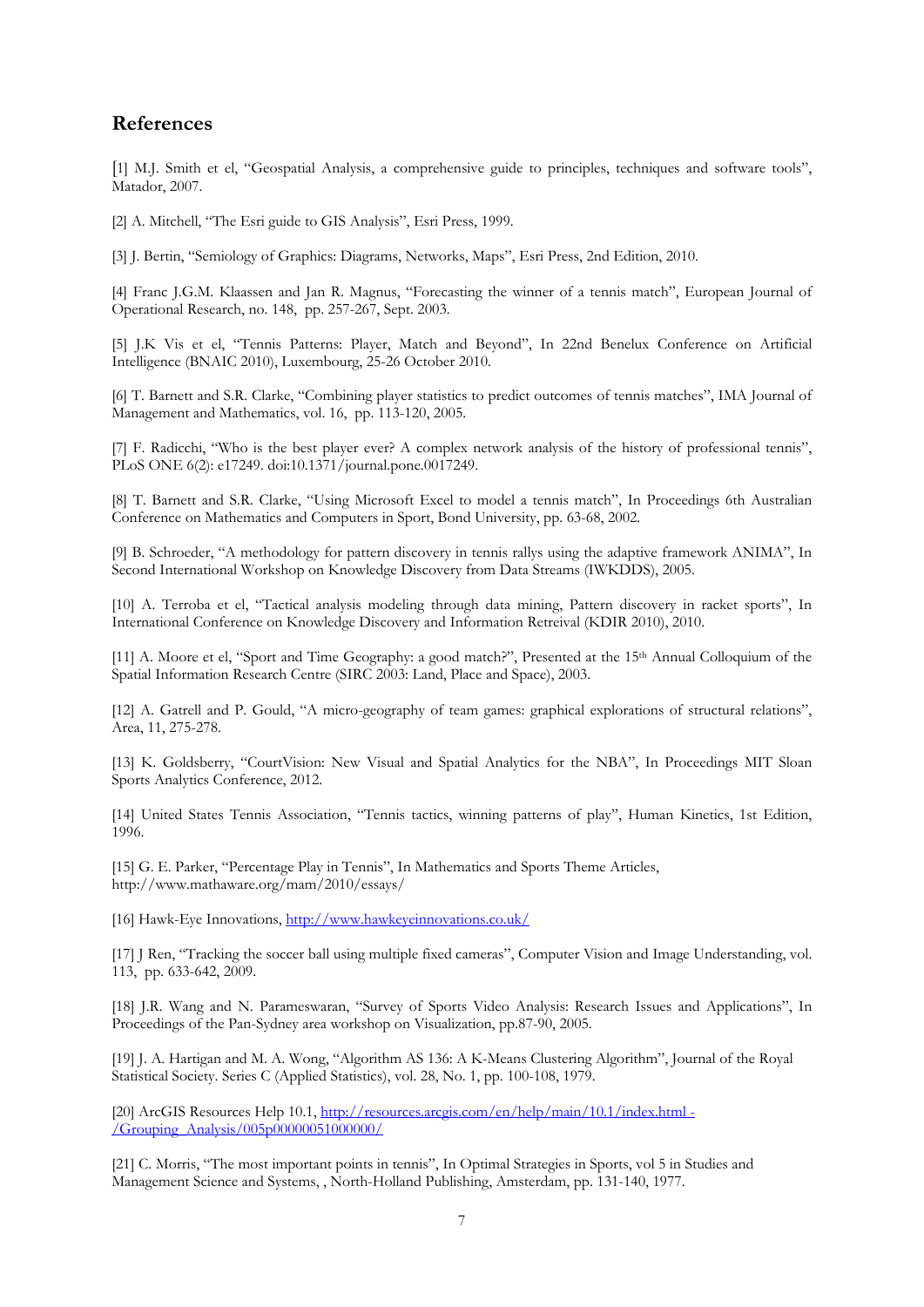## References

[1] M.J. Smith et el, "Geospatial Analysis, a comprehensive guide to principles, techniques and software tools", Matador, 2007.

[2] A. Mitchell, "The Esri guide to GIS Analysis", Esri Press, 1999.

[3] J. Bertin, "Semiology of Graphics: Diagrams, Networks, Maps", Esri Press, 2nd Edition, 2010.

[4] Franc J.G.M. Klaassen and Jan R. Magnus, "Forecasting the winner of a tennis match", European Journal of Operational Research, no. 148, pp. 257-267, Sept. 2003.

[5] J.K Vis et el, "Tennis Patterns: Player, Match and Beyond", In 22nd Benelux Conference on Artificial Intelligence (BNAIC 2010), Luxembourg, 25-26 October 2010.

[6] T. Barnett and S.R. Clarke, "Combining player statistics to predict outcomes of tennis matches", IMA Journal of Management and Mathematics, vol. 16, pp. 113-120, 2005.

[7] F. Radicchi, "Who is the best player ever? A complex network analysis of the history of professional tennis", PLoS ONE 6(2): e17249. doi:10.1371/journal.pone.0017249.

[8] T. Barnett and S.R. Clarke, "Using Microsoft Excel to model a tennis match", In Proceedings 6th Australian Conference on Mathematics and Computers in Sport, Bond University, pp. 63-68, 2002.

[9] B. Schroeder, "A methodology for pattern discovery in tennis rallys using the adaptive framework ANIMA", In Second International Workshop on Knowledge Discovery from Data Streams (IWKDDS), 2005.

[10] A. Terroba et el, "Tactical analysis modeling through data mining, Pattern discovery in racket sports", In International Conference on Knowledge Discovery and Information Retreival (KDIR 2010), 2010.

[11] A. Moore et el, "Sport and Time Geography: a good match?", Presented at the 15th Annual Colloquium of the Spatial Information Research Centre (SIRC 2003: Land, Place and Space), 2003.

[12] A. Gatrell and P. Gould, "A micro-geography of team games: graphical explorations of structural relations", Area, 11, 275-278.

[13] K. Goldsberry, "CourtVision: New Visual and Spatial Analytics for the NBA", In Proceedings MIT Sloan Sports Analytics Conference, 2012.

[14] United States Tennis Association, "Tennis tactics, winning patterns of play", Human Kinetics, 1st Edition, 1996.

[15] G. E. Parker, "Percentage Play in Tennis", In Mathematics and Sports Theme Articles, http://www.mathaware.org/mam/2010/essays/

[16] Hawk-Eye Innovations, http://www.hawkeyeinnovations.co.uk/

[17] J Ren, "Tracking the soccer ball using multiple fixed cameras", Computer Vision and Image Understanding, vol. 113, pp. 633-642, 2009.

[18] J.R. Wang and N. Parameswaran, "Survey of Sports Video Analysis: Research Issues and Applications", In Proceedings of the Pan-Sydney area workshop on Visualization, pp.87-90, 2005.

[19] J. A. Hartigan and M. A. Wong, "Algorithm AS 136: A K-Means Clustering Algorithm", Journal of the Royal Statistical Society. Series C (Applied Statistics), vol. 28, No. 1, pp. 100-108, 1979.

[20] ArcGIS Resources Help 10.1, http://resources.arcgis.com/en/help/main/10.1/index.html - /Grouping_Analysis/005p00000051000000/

[21] C. Morris, "The most important points in tennis", In Optimal Strategies in Sports, vol 5 in Studies and Management Science and Systems, , North-Holland Publishing, Amsterdam, pp. 131-140, 1977.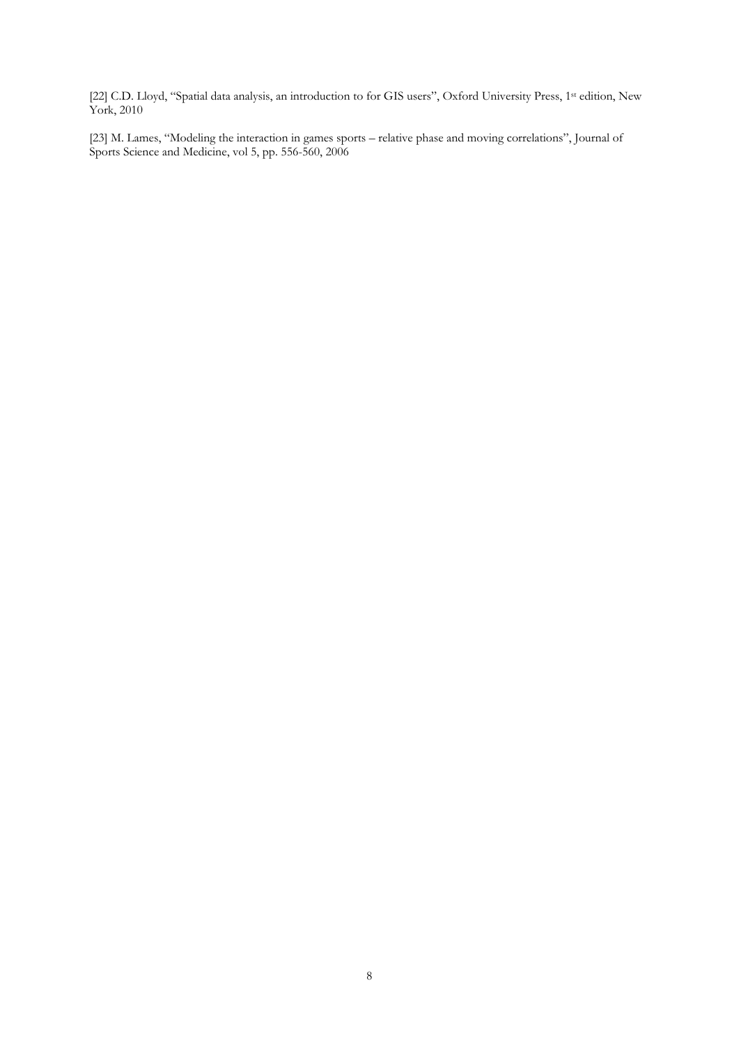[22] C.D. Lloyd, "Spatial data analysis, an introduction to for GIS users", Oxford University Press, 1st edition, New York, 2010

[23] M. Lames, "Modeling the interaction in games sports – relative phase and moving correlations", Journal of Sports Science and Medicine, vol 5, pp. 556-560, 2006